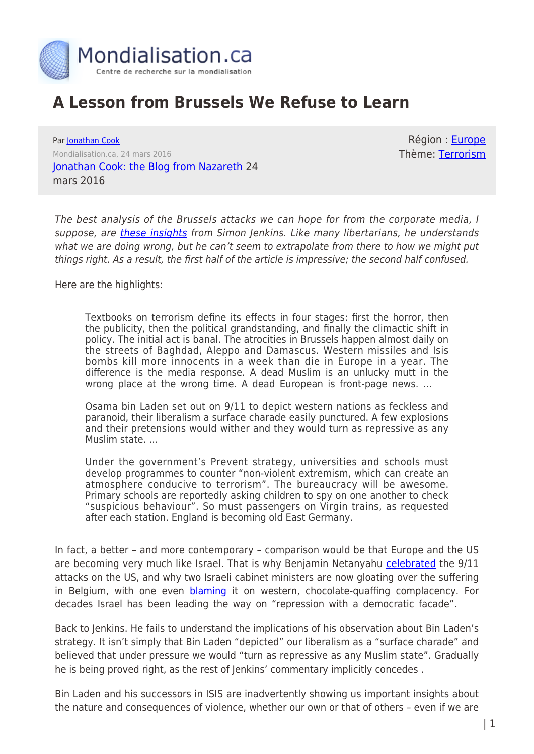Mondialisation.ca

Centre de recherche sur la mondialisation

# A Lesson from Brussels We Refuse to Learn

Par Jonathan Cook

Mondialisation.ca, 24 mars 2016

Jonathan Cook: the Blog from Nazareth 24 mars 2016

Région : Europe

Thème: Terrorism

*The best analysis of the Brussels attacks we can hope for from the corporate media, I suppose, are these insights from Simon Jenkins. Like many libertarians, he understands what we are doing wrong, but he can't seem to extrapolate from there to how we might put things right. As a result, the first half of the article is impressive; the second half confused.*

Here are the highlights:

> Textbooks on terrorism define its effects in four stages: first the horror, then the publicity, then the political grandstanding, and finally the climactic shift in policy. The initial act is banal. The atrocities in Brussels happen almost daily on the streets of Baghdad, Aleppo and Damascus. Western missiles and Isis bombs kill more innocents in a week than die in Europe in a year. The difference is the media response. A dead Muslim is an unlucky mutt in the wrong place at the wrong time. A dead European is front-page news. …
>
> Osama bin Laden set out on 9/11 to depict western nations as feckless and paranoid, their liberalism a surface charade easily punctured. A few explosions and their pretensions would wither and they would turn as repressive as any Muslim state. …
>
> Under the government's Prevent strategy, universities and schools must develop programmes to counter "non-violent extremism, which can create an atmosphere conducive to terrorism". The bureaucracy will be awesome. Primary schools are reportedly asking children to spy on one another to check "suspicious behaviour". So must passengers on Virgin trains, as requested after each station. England is becoming old East Germany.

In fact, a better – and more contemporary – comparison would be that Europe and the US are becoming very much like Israel. That is why Benjamin Netanyahu celebrated the 9/11 attacks on the US, and why two Israeli cabinet ministers are now gloating over the suffering in Belgium, with one even blaming it on western, chocolate-quaffing complacency. For decades Israel has been leading the way on "repression with a democratic facade".

Back to Jenkins. He fails to understand the implications of his observation about Bin Laden's strategy. It isn't simply that Bin Laden "depicted" our liberalism as a "surface charade" and believed that under pressure we would "turn as repressive as any Muslim state". Gradually he is being proved right, as the rest of Jenkins' commentary implicitly concedes .

Bin Laden and his successors in ISIS are inadvertently showing us important insights about the nature and consequences of violence, whether our own or that of others – even if we are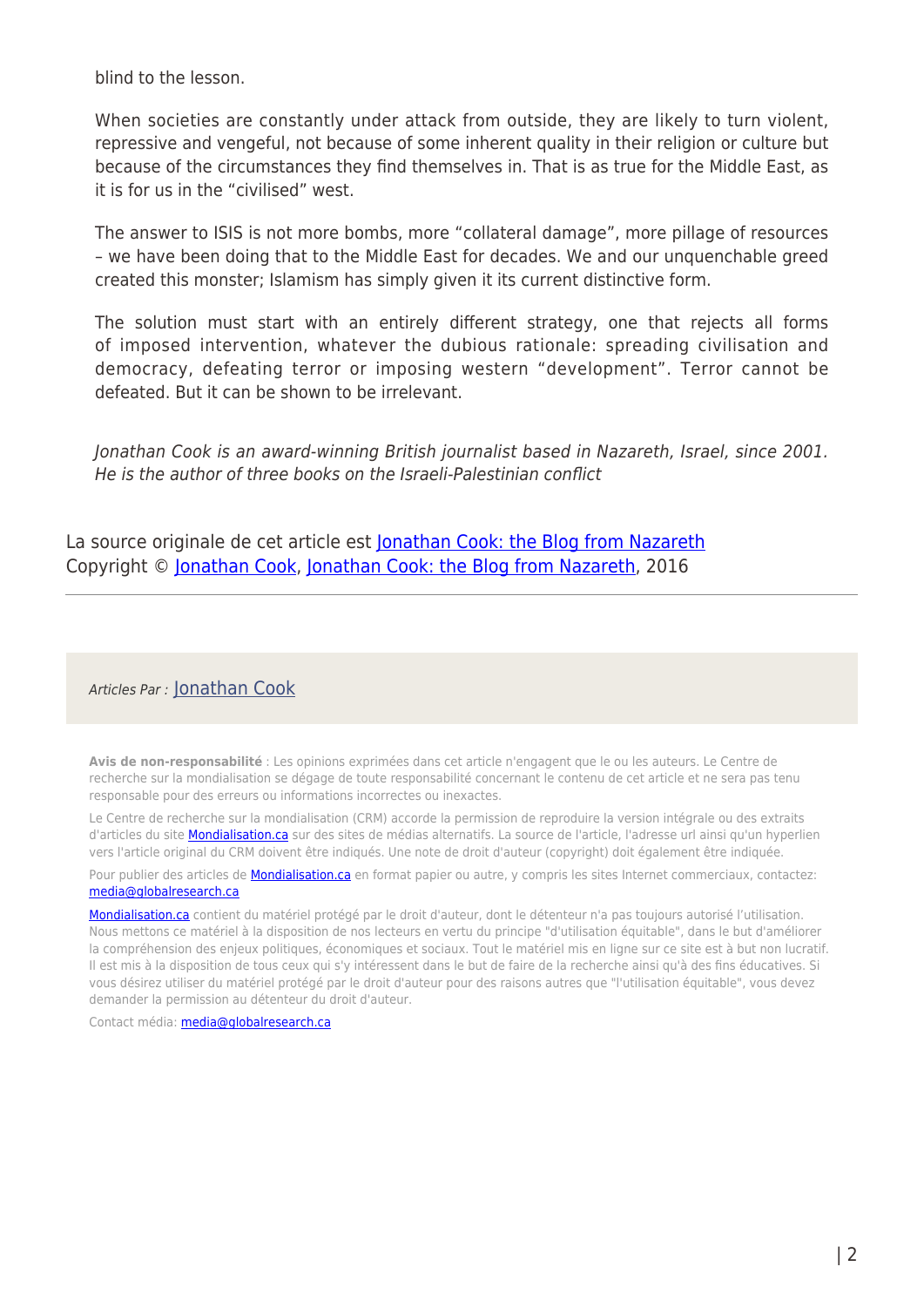blind to the lesson.

When societies are constantly under attack from outside, they are likely to turn violent, repressive and vengeful, not because of some inherent quality in their religion or culture but because of the circumstances they find themselves in. That is as true for the Middle East, as it is for us in the "civilised" west.

The answer to ISIS is not more bombs, more "collateral damage", more pillage of resources – we have been doing that to the Middle East for decades. We and our unquenchable greed created this monster; Islamism has simply given it its current distinctive form.

The solution must start with an entirely different strategy, one that rejects all forms of imposed intervention, whatever the dubious rationale: spreading civilisation and democracy, defeating terror or imposing western "development". Terror cannot be defeated. But it can be shown to be irrelevant.

*Jonathan Cook is an award-winning British journalist based in Nazareth, Israel, since 2001. He is the author of three books on the Israeli-Palestinian conflict*

La source originale de cet article est Jonathan Cook: the Blog from Nazareth
Copyright © Jonathan Cook, Jonathan Cook: the Blog from Nazareth, 2016

---

*Articles Par :* Jonathan Cook

**Avis de non-responsabilité** : Les opinions exprimées dans cet article n'engagent que le ou les auteurs. Le Centre de recherche sur la mondialisation se dégage de toute responsabilité concernant le contenu de cet article et ne sera pas tenu responsable pour des erreurs ou informations incorrectes ou inexactes.

Le Centre de recherche sur la mondialisation (CRM) accorde la permission de reproduire la version intégrale ou des extraits d'articles du site Mondialisation.ca sur des sites de médias alternatifs. La source de l'article, l'adresse url ainsi qu'un hyperlien vers l'article original du CRM doivent être indiqués. Une note de droit d'auteur (copyright) doit également être indiquée.

Pour publier des articles de Mondialisation.ca en format papier ou autre, y compris les sites Internet commerciaux, contactez: media@globalresearch.ca

Mondialisation.ca contient du matériel protégé par le droit d'auteur, dont le détenteur n'a pas toujours autorisé l'utilisation. Nous mettons ce matériel à la disposition de nos lecteurs en vertu du principe "d'utilisation équitable", dans le but d'améliorer la compréhension des enjeux politiques, économiques et sociaux. Tout le matériel mis en ligne sur ce site est à but non lucratif. Il est mis à la disposition de tous ceux qui s'y intéressent dans le but de faire de la recherche ainsi qu'à des fins éducatives. Si vous désirez utiliser du matériel protégé par le droit d'auteur pour des raisons autres que "l'utilisation équitable", vous devez demander la permission au détenteur du droit d'auteur.

Contact média: media@globalresearch.ca